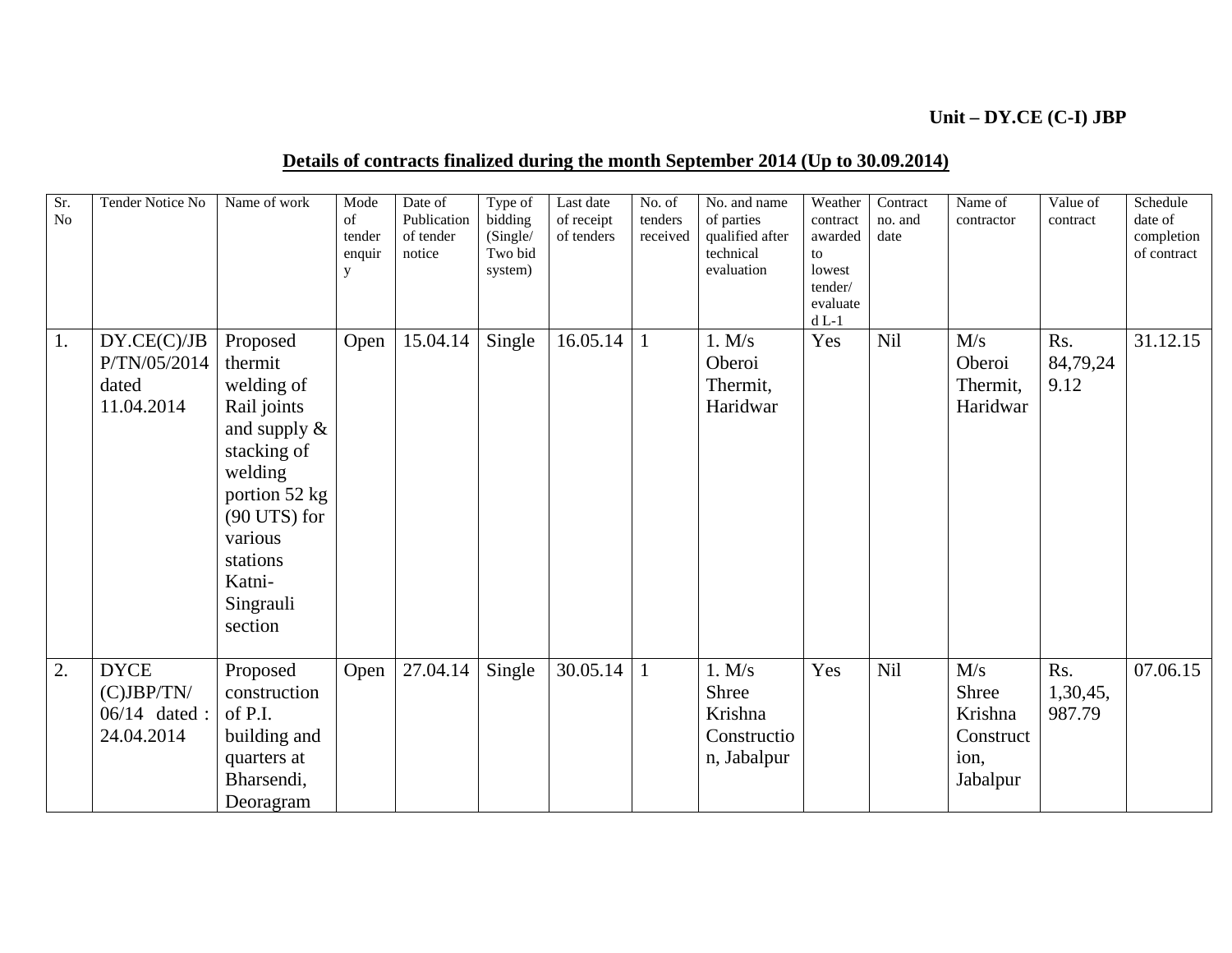**Unit – DY.CE (C-I) JBP**

## Details of contracts finalized during the month September 2014 (Up to 30.09.2014)

| Sr. No | Tender Notice No | Name of work | Mode of tender enquiry | Date of Publication of tender notice | Type of bidding (Single/ Two bid system) | Last date of receipt of tenders | No. of tenders received | No. and name of parties qualified after technical evaluation | Weather contract awarded to lowest tender/ evaluated L-1 | Contract no. and date | Name of contractor | Value of contract | Schedule date of completion of contract |
|---|---|---|---|---|---|---|---|---|---|---|---|---|---|
| 1. | DY.CE(C)/JBP/TN/05/2014 dated 11.04.2014 | Proposed thermit welding of Rail joints and supply & stacking of welding portion 52 kg (90 UTS) for various stations Katni-Singrauli section | Open | 15.04.14 | Single | 16.05.14 | 1 | 1. M/s Oberoi Thermit, Haridwar | Yes | Nil | M/s Oberoi Thermit, Haridwar | Rs. 84,79,249.12 | 31.12.15 |
| 2. | DYCE (C)JBP/TN/ 06/14 dated : 24.04.2014 | Proposed construction of P.I. building and quarters at Bharsendi, Deoragram | Open | 27.04.14 | Single | 30.05.14 | 1 | 1. M/s Shree Krishna Construction, Jabalpur | Yes | Nil | M/s Shree Krishna Construction, Jabalpur | Rs. 1,30,45,987.79 | 07.06.15 |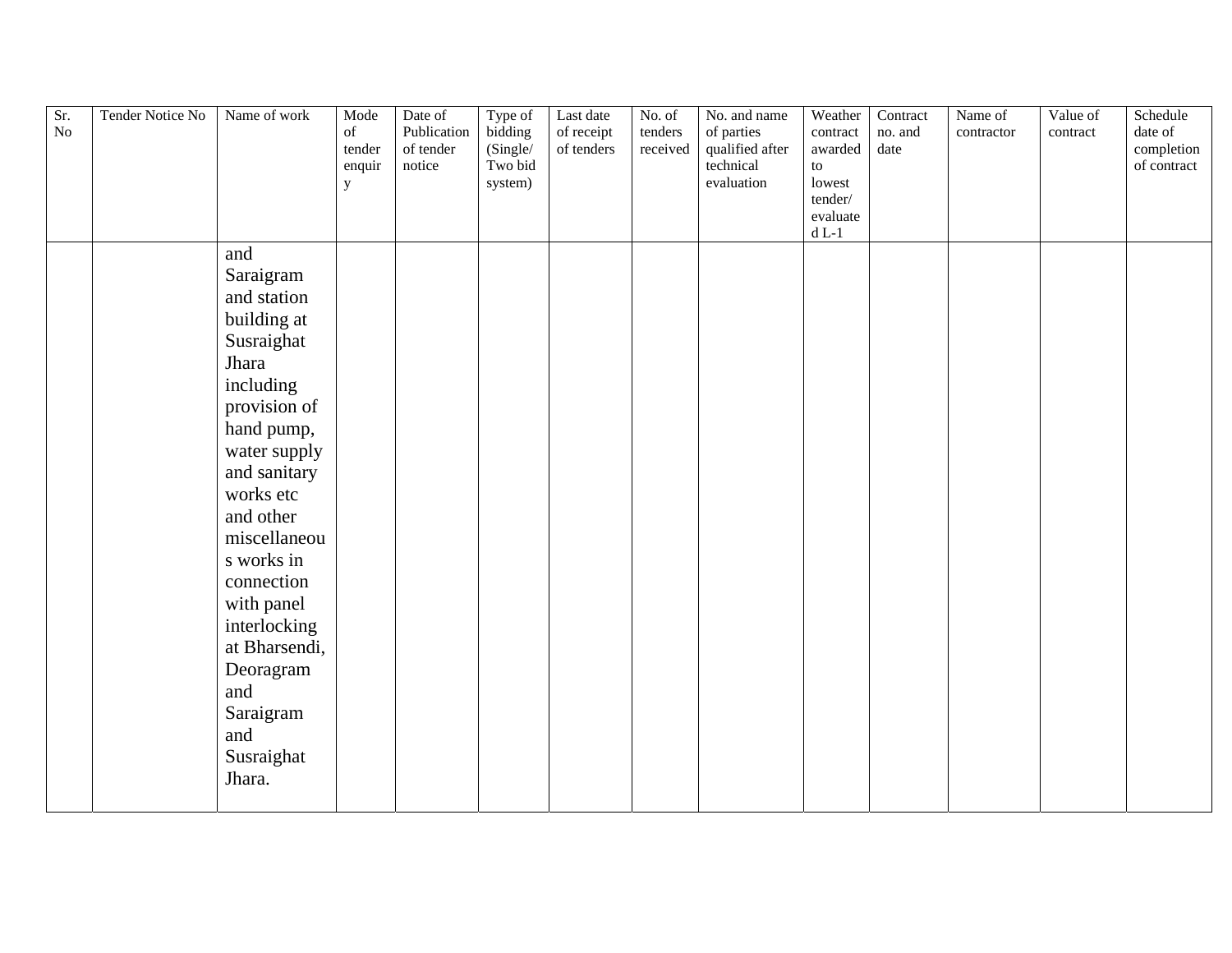| Sr. No | Tender Notice No | Name of work | Mode of tender enquiry | Date of Publication of tender notice | Type of bidding (Single/ Two bid system) | Last date of receipt of tenders | No. of tenders received | No. and name of parties qualified after technical evaluation | Weather contract awarded to lowest tender/ evaluated L-1 | Contract no. and date | Name of contractor | Value of contract | Schedule date of completion of contract |
|---|---|---|---|---|---|---|---|---|---|---|---|---|---|
| | | and Saraigram and station building at Susraighat Jhara including provision of hand pump, water supply and sanitary works etc and other miscellaneous works in connection with panel interlocking at Bharsendi, Deoragram and Saraigram and Susraighat Jhara. | | | | | | | | | | | |